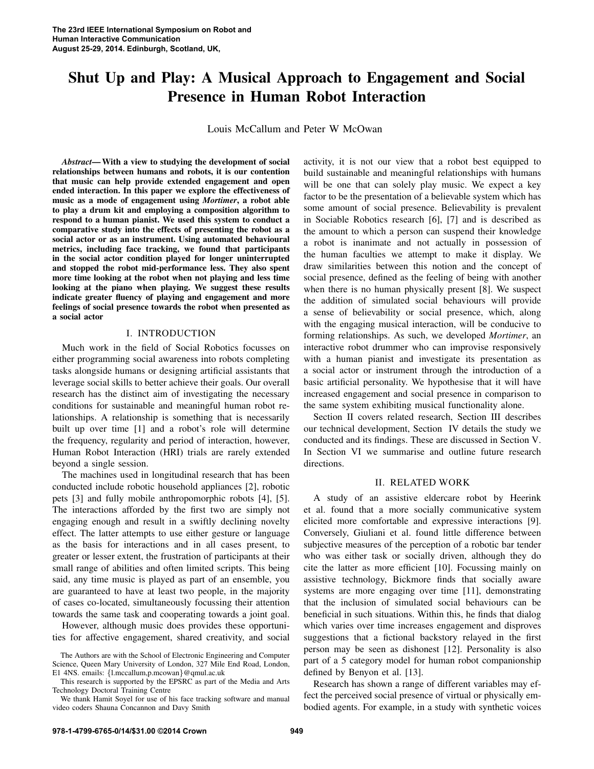# Shut Up and Play: A Musical Approach to Engagement and Social Presence in Human Robot Interaction

Louis McCallum and Peter W McOwan

***Abstract*— With a view to studying the development of social relationships between humans and robots, it is our contention that music can help provide extended engagement and open ended interaction. In this paper we explore the effectiveness of music as a mode of engagement using *Mortimer*, a robot able to play a drum kit and employing a composition algorithm to respond to a human pianist. We used this system to conduct a comparative study into the effects of presenting the robot as a social actor or as an instrument. Using automated behavioural metrics, including face tracking, we found that participants in the social actor condition played for longer uninterrupted and stopped the robot mid-performance less. They also spent more time looking at the robot when not playing and less time looking at the piano when playing. We suggest these results indicate greater fluency of playing and engagement and more feelings of social presence towards the robot when presented as a social actor**

## I. INTRODUCTION

Much work in the field of Social Robotics focusses on either programming social awareness into robots completing tasks alongside humans or designing artificial assistants that leverage social skills to better achieve their goals. Our overall research has the distinct aim of investigating the necessary conditions for sustainable and meaningful human robot relationships. A relationship is something that is necessarily built up over time [1] and a robot's role will determine the frequency, regularity and period of interaction, however, Human Robot Interaction (HRI) trials are rarely extended beyond a single session.

The machines used in longitudinal research that has been conducted include robotic household appliances [2], robotic pets [3] and fully mobile anthropomorphic robots [4], [5]. The interactions afforded by the first two are simply not engaging enough and result in a swiftly declining novelty effect. The latter attempts to use either gesture or language as the basis for interactions and in all cases present, to greater or lesser extent, the frustration of participants at their small range of abilities and often limited scripts. This being said, any time music is played as part of an ensemble, you are guaranteed to have at least two people, in the majority of cases co-located, simultaneously focussing their attention towards the same task and cooperating towards a joint goal.

However, although music does provides these opportunities for affective engagement, shared creativity, and social activity, it is not our view that a robot best equipped to build sustainable and meaningful relationships with humans will be one that can solely play music. We expect a key factor to be the presentation of a believable system which has some amount of social presence. Believability is prevalent in Sociable Robotics research [6], [7] and is described as the amount to which a person can suspend their knowledge a robot is inanimate and not actually in possession of the human faculties we attempt to make it display. We draw similarities between this notion and the concept of social presence, defined as the feeling of being with another when there is no human physically present [8]. We suspect the addition of simulated social behaviours will provide a sense of believability or social presence, which, along with the engaging musical interaction, will be conducive to forming relationships. As such, we developed *Mortimer*, an interactive robot drummer who can improvise responsively with a human pianist and investigate its presentation as a social actor or instrument through the introduction of a basic artificial personality. We hypothesise that it will have increased engagement and social presence in comparison to the same system exhibiting musical functionality alone.

Section II covers related research, Section III describes our technical development, Section IV details the study we conducted and its findings. These are discussed in Section V. In Section VI we summarise and outline future research directions.

## II. RELATED WORK

A study of an assistive eldercare robot by Heerink et al. found that a more socially communicative system elicited more comfortable and expressive interactions [9]. Conversely, Giuliani et al. found little difference between subjective measures of the perception of a robotic bar tender who was either task or socially driven, although they do cite the latter as more efficient [10]. Focussing mainly on assistive technology, Bickmore finds that socially aware systems are more engaging over time [11], demonstrating that the inclusion of simulated social behaviours can be beneficial in such situations. Within this, he finds that dialog which varies over time increases engagement and disproves suggestions that a fictional backstory relayed in the first person may be seen as dishonest [12]. Personality is also part of a 5 category model for human robot companionship defined by Benyon et al. [13].

Research has shown a range of different variables may effect the perceived social presence of virtual or physically embodied agents. For example, in a study with synthetic voices

The Authors are with the School of Electronic Engineering and Computer Science, Queen Mary University of London, 327 Mile End Road, London, E1 4NS. emails: {l.mccallum,p.mcowan}@qmul.ac.uk

This research is supported by the EPSRC as part of the Media and Arts Technology Doctoral Training Centre

We thank Hamit Soyel for use of his face tracking software and manual video coders Shauna Concannon and Davy Smith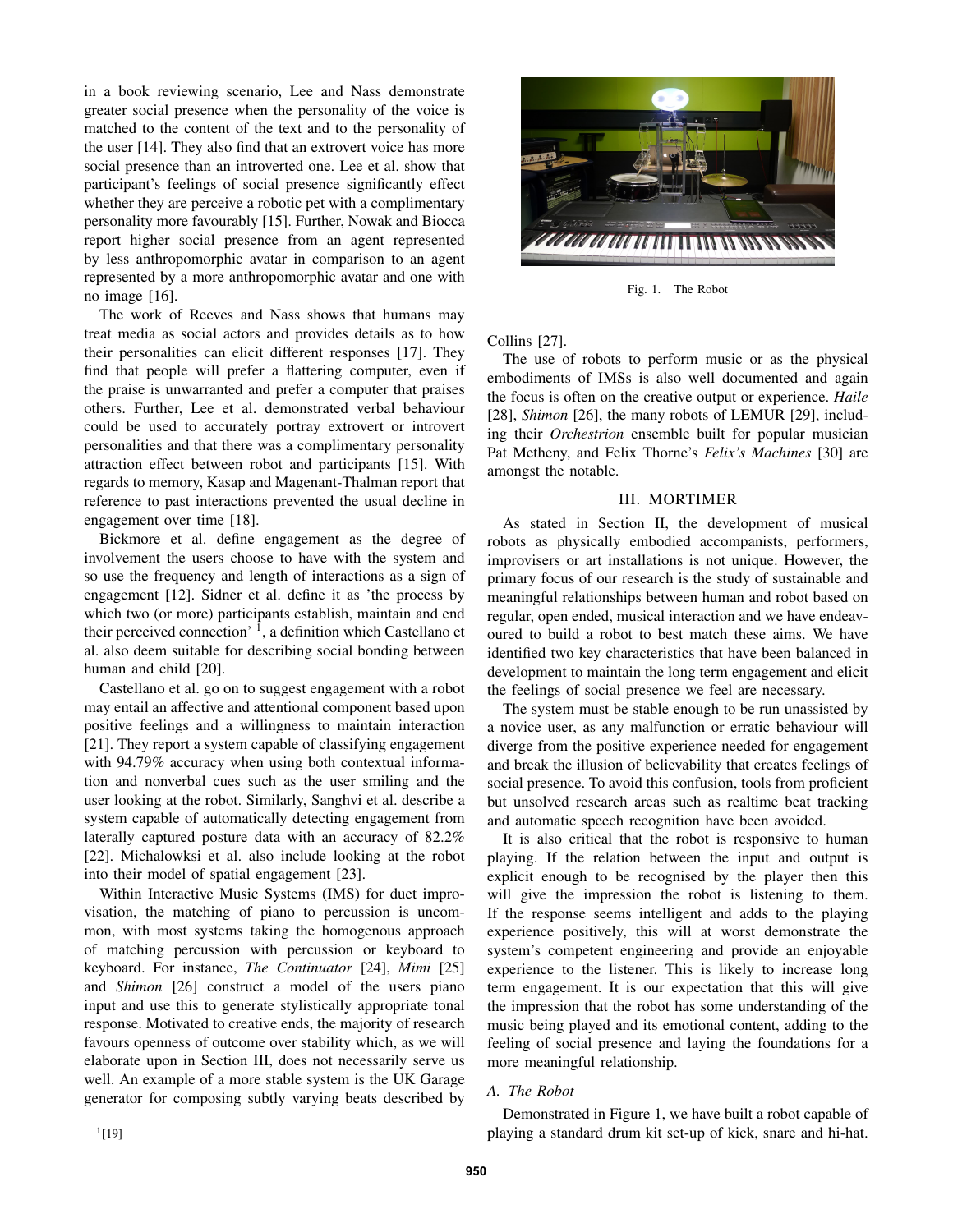in a book reviewing scenario, Lee and Nass demonstrate greater social presence when the personality of the voice is matched to the content of the text and to the personality of the user [14]. They also find that an extrovert voice has more social presence than an introverted one. Lee et al. show that participant's feelings of social presence significantly effect whether they are perceive a robotic pet with a complimentary personality more favourably [15]. Further, Nowak and Biocca report higher social presence from an agent represented by less anthropomorphic avatar in comparison to an agent represented by a more anthropomorphic avatar and one with no image [16].

The work of Reeves and Nass shows that humans may treat media as social actors and provides details as to how their personalities can elicit different responses [17]. They find that people will prefer a flattering computer, even if the praise is unwarranted and prefer a computer that praises others. Further, Lee et al. demonstrated verbal behaviour could be used to accurately portray extrovert or introvert personalities and that there was a complimentary personality attraction effect between robot and participants [15]. With regards to memory, Kasap and Magenant-Thalman report that reference to past interactions prevented the usual decline in engagement over time [18].

Bickmore et al. define engagement as the degree of involvement the users choose to have with the system and so use the frequency and length of interactions as a sign of engagement [12]. Sidner et al. define it as 'the process by which two (or more) participants establish, maintain and end their perceived connection' [1], a definition which Castellano et al. also deem suitable for describing social bonding between human and child [20].

Castellano et al. go on to suggest engagement with a robot may entail an affective and attentional component based upon positive feelings and a willingness to maintain interaction [21]. They report a system capable of classifying engagement with 94.79% accuracy when using both contextual information and nonverbal cues such as the user smiling and the user looking at the robot. Similarly, Sanghvi et al. describe a system capable of automatically detecting engagement from laterally captured posture data with an accuracy of 82.2% [22]. Michalowksi et al. also include looking at the robot into their model of spatial engagement [23].

Within Interactive Music Systems (IMS) for duet improvisation, the matching of piano to percussion is uncommon, with most systems taking the homogenous approach of matching percussion with percussion or keyboard to keyboard. For instance, *The Continuator* [24], *Mimi* [25] and *Shimon* [26] construct a model of the users piano input and use this to generate stylistically appropriate tonal response. Motivated to creative ends, the majority of research favours openness of outcome over stability which, as we will elaborate upon in Section III, does not necessarily serve us well. An example of a more stable system is the UK Garage generator for composing subtly varying beats described by Collins [27].

The use of robots to perform music or as the physical embodiments of IMSs is also well documented and again the focus is often on the creative output or experience. *Haile* [28], *Shimon* [26], the many robots of LEMUR [29], including their *Orchestrion* ensemble built for popular musician Pat Metheny, and Felix Thorne's *Felix's Machines* [30] are amongst the notable.

[1][19]

Fig. 1. The Robot

## III. MORTIMER

As stated in Section II, the development of musical robots as physically embodied accompanists, performers, improvisers or art installations is not unique. However, the primary focus of our research is the study of sustainable and meaningful relationships between human and robot based on regular, open ended, musical interaction and we have endeavoured to build a robot to best match these aims. We have identified two key characteristics that have been balanced in development to maintain the long term engagement and elicit the feelings of social presence we feel are necessary.

The system must be stable enough to be run unassisted by a novice user, as any malfunction or erratic behaviour will diverge from the positive experience needed for engagement and break the illusion of believability that creates feelings of social presence. To avoid this confusion, tools from proficient but unsolved research areas such as realtime beat tracking and automatic speech recognition have been avoided.

It is also critical that the robot is responsive to human playing. If the relation between the input and output is explicit enough to be recognised by the player then this will give the impression the robot is listening to them. If the response seems intelligent and adds to the playing experience positively, this will at worst demonstrate the system's competent engineering and provide an enjoyable experience to the listener. This is likely to increase long term engagement. It is our expectation that this will give the impression that the robot has some understanding of the music being played and its emotional content, adding to the feeling of social presence and laying the foundations for a more meaningful relationship.

### A. The Robot

Demonstrated in Figure 1, we have built a robot capable of playing a standard drum kit set-up of kick, snare and hi-hat.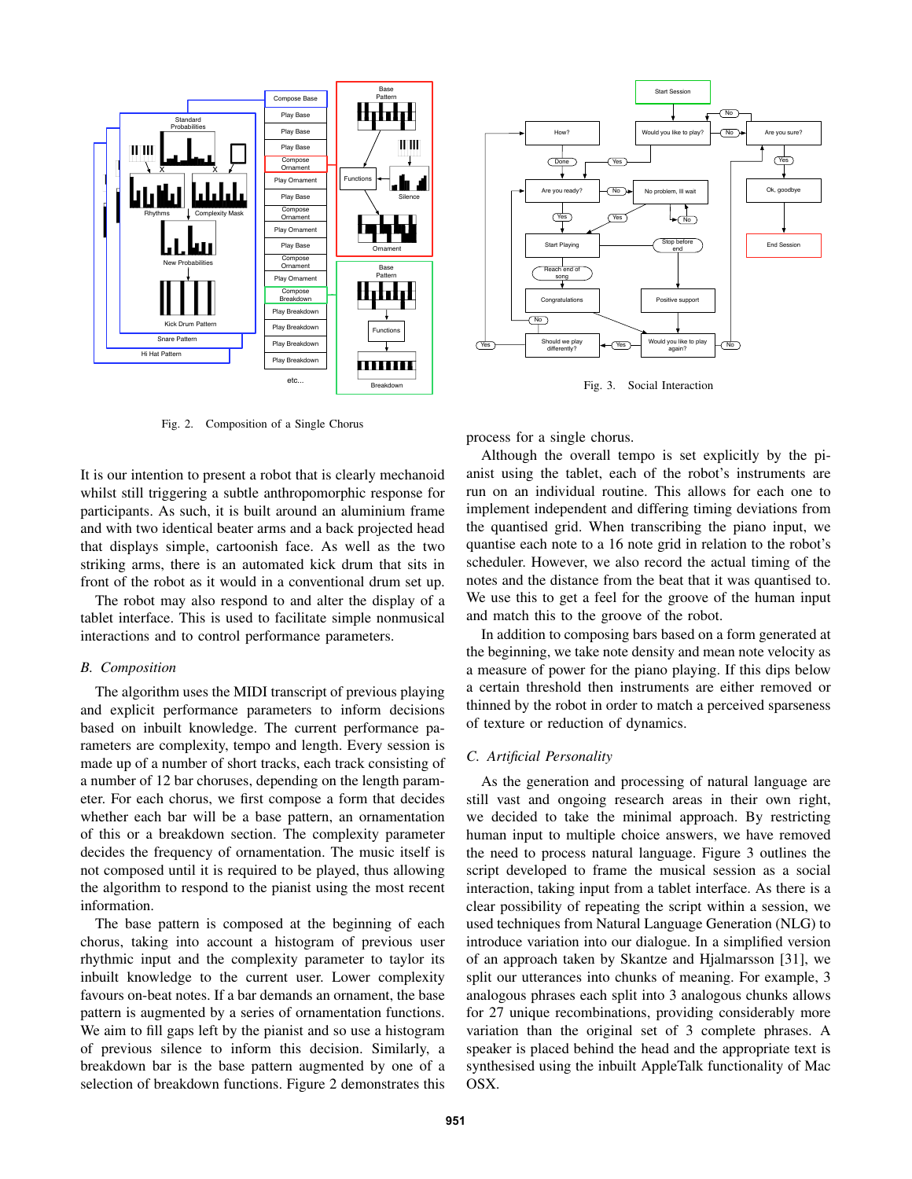Fig. 2. Composition of a Single Chorus

Fig. 3. Social Interaction

It is our intention to present a robot that is clearly mechanoid whilst still triggering a subtle anthropomorphic response for participants. As such, it is built around an aluminium frame and with two identical beater arms and a back projected head that displays simple, cartoonish face. As well as the two striking arms, there is an automated kick drum that sits in front of the robot as it would in a conventional drum set up.

The robot may also respond to and alter the display of a tablet interface. This is used to facilitate simple nonmusical interactions and to control performance parameters.

### *B. Composition*

The algorithm uses the MIDI transcript of previous playing and explicit performance parameters to inform decisions based on inbuilt knowledge. The current performance parameters are complexity, tempo and length. Every session is made up of a number of short tracks, each track consisting of a number of 12 bar choruses, depending on the length parameter. For each chorus, we first compose a form that decides whether each bar will be a base pattern, an ornamentation of this or a breakdown section. The complexity parameter decides the frequency of ornamentation. The music itself is not composed until it is required to be played, thus allowing the algorithm to respond to the pianist using the most recent information.

The base pattern is composed at the beginning of each chorus, taking into account a histogram of previous user rhythmic input and the complexity parameter to taylor its inbuilt knowledge to the current user. Lower complexity favours on-beat notes. If a bar demands an ornament, the base pattern is augmented by a series of ornamentation functions. We aim to fill gaps left by the pianist and so use a histogram of previous silence to inform this decision. Similarly, a breakdown bar is the base pattern augmented by one of a selection of breakdown functions. Figure 2 demonstrates this process for a single chorus.

Although the overall tempo is set explicitly by the pianist using the tablet, each of the robot's instruments are run on an individual routine. This allows for each one to implement independent and differing timing deviations from the quantised grid. When transcribing the piano input, we quantise each note to a 16 note grid in relation to the robot's scheduler. However, we also record the actual timing of the notes and the distance from the beat that it was quantised to. We use this to get a feel for the groove of the human input and match this to the groove of the robot.

In addition to composing bars based on a form generated at the beginning, we take note density and mean note velocity as a measure of power for the piano playing. If this dips below a certain threshold then instruments are either removed or thinned by the robot in order to match a perceived sparseness of texture or reduction of dynamics.

### *C. Artificial Personality*

As the generation and processing of natural language are still vast and ongoing research areas in their own right, we decided to take the minimal approach. By restricting human input to multiple choice answers, we have removed the need to process natural language. Figure 3 outlines the script developed to frame the musical session as a social interaction, taking input from a tablet interface. As there is a clear possibility of repeating the script within a session, we used techniques from Natural Language Generation (NLG) to introduce variation into our dialogue. In a simplified version of an approach taken by Skantze and Hjalmarsson [31], we split our utterances into chunks of meaning. For example, 3 analogous phrases each split into 3 analogous chunks allows for 27 unique recombinations, providing considerably more variation than the original set of 3 complete phrases. A speaker is placed behind the head and the appropriate text is synthesised using the inbuilt AppleTalk functionality of Mac OSX.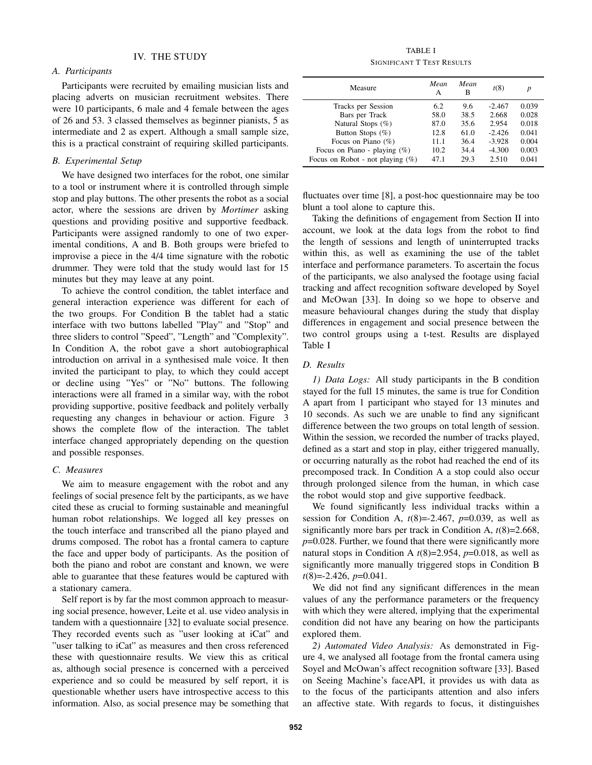## IV. THE STUDY

### A. Participants

Participants were recruited by emailing musician lists and placing adverts on musician recruitment websites. There were 10 participants, 6 male and 4 female between the ages of 26 and 53. 3 classed themselves as beginner pianists, 5 as intermediate and 2 as expert. Although a small sample size, this is a practical constraint of requiring skilled participants.

### B. Experimental Setup

We have designed two interfaces for the robot, one similar to a tool or instrument where it is controlled through simple stop and play buttons. The other presents the robot as a social actor, where the sessions are driven by *Mortimer* asking questions and providing positive and supportive feedback. Participants were assigned randomly to one of two experimental conditions, A and B. Both groups were briefed to improvise a piece in the 4/4 time signature with the robotic drummer. They were told that the study would last for 15 minutes but they may leave at any point.

To achieve the control condition, the tablet interface and general interaction experience was different for each of the two groups. For Condition B the tablet had a static interface with two buttons labelled "Play" and "Stop" and three sliders to control "Speed", "Length" and "Complexity". In Condition A, the robot gave a short autobiographical introduction on arrival in a synthesised male voice. It then invited the participant to play, to which they could accept or decline using "Yes" or "No" buttons. The following interactions were all framed in a similar way, with the robot providing supportive, positive feedback and politely verbally requesting any changes in behaviour or action. Figure 3 shows the complete flow of the interaction. The tablet interface changed appropriately depending on the question and possible responses.

### C. Measures

We aim to measure engagement with the robot and any feelings of social presence felt by the participants, as we have cited these as crucial to forming sustainable and meaningful human robot relationships. We logged all key presses on the touch interface and transcribed all the piano played and drums composed. The robot has a frontal camera to capture the face and upper body of participants. As the position of both the piano and robot are constant and known, we were able to guarantee that these features would be captured with a stationary camera.

Self report is by far the most common approach to measuring social presence, however, Leite et al. use video analysis in tandem with a questionnaire [32] to evaluate social presence. They recorded events such as "user looking at iCat" and "user talking to iCat" as measures and then cross referenced these with questionnaire results. We view this as critical as, although social presence is concerned with a perceived experience and so could be measured by self report, it is questionable whether users have introspective access to this information. Also, as social presence may be something that fluctuates over time [8], a post-hoc questionnaire may be too blunt a tool alone to capture this.

Taking the definitions of engagement from Section II into account, we look at the data logs from the robot to find the length of sessions and length of uninterrupted tracks within this, as well as examining the use of the tablet interface and performance parameters. To ascertain the focus of the participants, we also analysed the footage using facial tracking and affect recognition software developed by Soyel and McOwan [33]. In doing so we hope to observe and measure behavioural changes during the study that display differences in engagement and social presence between the two control groups using a t-test. Results are displayed Table I

TABLE I
SIGNIFICANT T TEST RESULTS

| Measure | *Mean* A | *Mean* B | $t(8)$ | $p$ |
|---|---|---|---|---|
| Tracks per Session | 6.2 | 9.6 | -2.467 | 0.039 |
| Bars per Track | 58.0 | 38.5 | 2.668 | 0.028 |
| Natural Stops (%) | 87.0 | 35.6 | 2.954 | 0.018 |
| Button Stops (%) | 12.8 | 61.0 | -2.426 | 0.041 |
| Focus on Piano (%) | 11.1 | 36.4 | -3.928 | 0.004 |
| Focus on Piano - playing (%) | 10.2 | 34.4 | -4.300 | 0.003 |
| Focus on Robot - not playing (%) | 47.1 | 29.3 | 2.510 | 0.041 |

### D. Results

*1) Data Logs:* All study participants in the B condition stayed for the full 15 minutes, the same is true for Condition A apart from 1 participant who stayed for 13 minutes and 10 seconds. As such we are unable to find any significant difference between the two groups on total length of session. Within the session, we recorded the number of tracks played, defined as a start and stop in play, either triggered manually, or occurring naturally as the robot had reached the end of its precomposed track. In Condition A a stop could also occur through prolonged silence from the human, in which case the robot would stop and give supportive feedback.

We found significantly less individual tracks within a session for Condition A, $t(8)$=-2.467, $p$=0.039, as well as significantly more bars per track in Condition A, $t(8)$=2.668, $p$=0.028. Further, we found that there were significantly more natural stops in Condition A $t(8)$=2.954, $p$=0.018, as well as significantly more manually triggered stops in Condition B $t(8)$=-2.426, $p$=0.041.

We did not find any significant differences in the mean values of any the performance parameters or the frequency with which they were altered, implying that the experimental condition did not have any bearing on how the participants explored them.

*2) Automated Video Analysis:* As demonstrated in Figure 4, we analysed all footage from the frontal camera using Soyel and McOwan's affect recognition software [33]. Based on Seeing Machine's faceAPI, it provides us with data as to the focus of the participants attention and also infers an affective state. With regards to focus, it distinguishes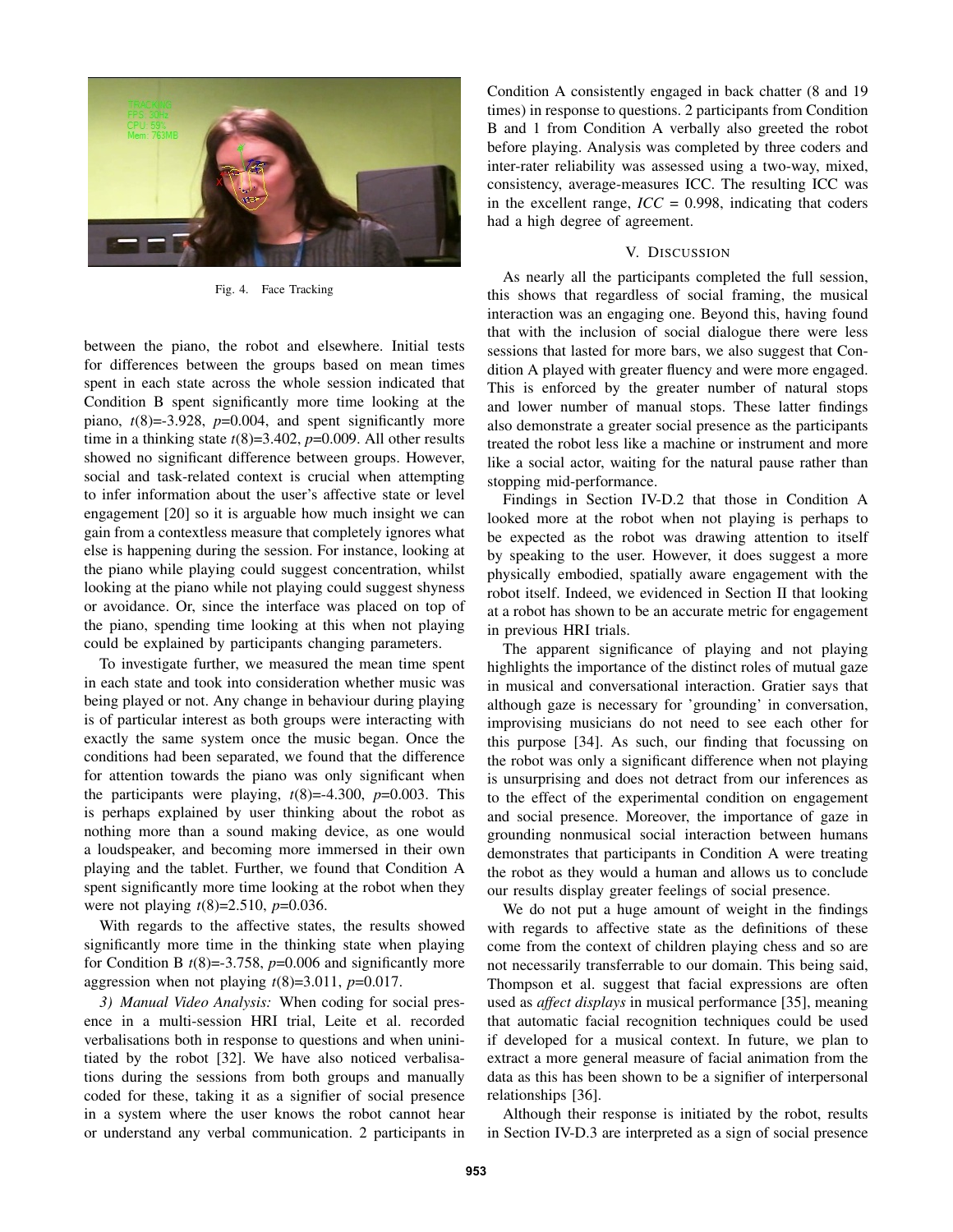Fig. 4. Face Tracking

between the piano, the robot and elsewhere. Initial tests for differences between the groups based on mean times spent in each state across the whole session indicated that Condition B spent significantly more time looking at the piano, $t(8)$=-3.928, $p$=0.004, and spent significantly more time in a thinking state $t(8)$=3.402, $p$=0.009. All other results showed no significant difference between groups. However, social and task-related context is crucial when attempting to infer information about the user's affective state or level engagement [20] so it is arguable how much insight we can gain from a contextless measure that completely ignores what else is happening during the session. For instance, looking at the piano while playing could suggest concentration, whilst looking at the piano while not playing could suggest shyness or avoidance. Or, since the interface was placed on top of the piano, spending time looking at this when not playing could be explained by participants changing parameters.

To investigate further, we measured the mean time spent in each state and took into consideration whether music was being played or not. Any change in behaviour during playing is of particular interest as both groups were interacting with exactly the same system once the music began. Once the conditions had been separated, we found that the difference for attention towards the piano was only significant when the participants were playing, $t(8)$=-4.300, $p$=0.003. This is perhaps explained by user thinking about the robot as nothing more than a sound making device, as one would a loudspeaker, and becoming more immersed in their own playing and the tablet. Further, we found that Condition A spent significantly more time looking at the robot when they were not playing $t(8)$=2.510, $p$=0.036.

With regards to the affective states, the results showed significantly more time in the thinking state when playing for Condition B $t(8)$=-3.758, $p$=0.006 and significantly more aggression when not playing $t(8)$=3.011, $p$=0.017.

*3) Manual Video Analysis:* When coding for social presence in a multi-session HRI trial, Leite et al. recorded verbalisations both in response to questions and when uninitiated by the robot [32]. We have also noticed verbalisations during the sessions from both groups and manually coded for these, taking it as a signifier of social presence in a system where the user knows the robot cannot hear or understand any verbal communication. 2 participants in Condition A consistently engaged in back chatter (8 and 19 times) in response to questions. 2 participants from Condition B and 1 from Condition A verbally also greeted the robot before playing. Analysis was completed by three coders and inter-rater reliability was assessed using a two-way, mixed, consistency, average-measures ICC. The resulting ICC was in the excellent range, $ICC$ = 0.998, indicating that coders had a high degree of agreement.

## V. Discussion

As nearly all the participants completed the full session, this shows that regardless of social framing, the musical interaction was an engaging one. Beyond this, having found that with the inclusion of social dialogue there were less sessions that lasted for more bars, we also suggest that Condition A played with greater fluency and were more engaged. This is enforced by the greater number of natural stops and lower number of manual stops. These latter findings also demonstrate a greater social presence as the participants treated the robot less like a machine or instrument and more like a social actor, waiting for the natural pause rather than stopping mid-performance.

Findings in Section IV-D.2 that those in Condition A looked more at the robot when not playing is perhaps to be expected as the robot was drawing attention to itself by speaking to the user. However, it does suggest a more physically embodied, spatially aware engagement with the robot itself. Indeed, we evidenced in Section II that looking at a robot has shown to be an accurate metric for engagement in previous HRI trials.

The apparent significance of playing and not playing highlights the importance of the distinct roles of mutual gaze in musical and conversational interaction. Gratier says that although gaze is necessary for 'grounding' in conversation, improvising musicians do not need to see each other for this purpose [34]. As such, our finding that focussing on the robot was only a significant difference when not playing is unsurprising and does not detract from our inferences as to the effect of the experimental condition on engagement and social presence. Moreover, the importance of gaze in grounding nonmusical social interaction between humans demonstrates that participants in Condition A were treating the robot as they would a human and allows us to conclude our results display greater feelings of social presence.

We do not put a huge amount of weight in the findings with regards to affective state as the definitions of these come from the context of children playing chess and so are not necessarily transferrable to our domain. This being said, Thompson et al. suggest that facial expressions are often used as *affect displays* in musical performance [35], meaning that automatic facial recognition techniques could be used if developed for a musical context. In future, we plan to extract a more general measure of facial animation from the data as this has been shown to be a signifier of interpersonal relationships [36].

Although their response is initiated by the robot, results in Section IV-D.3 are interpreted as a sign of social presence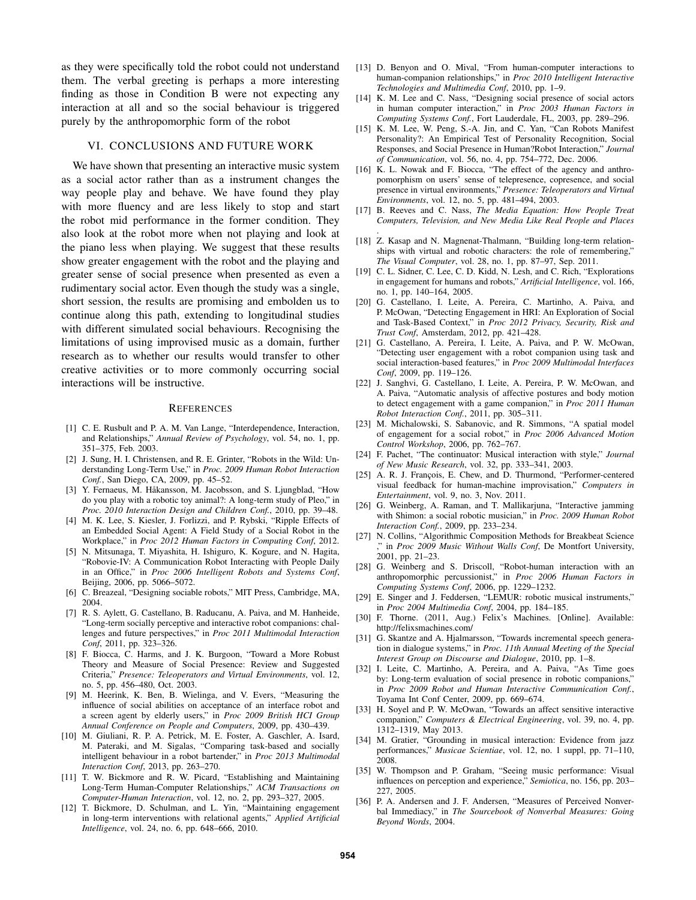as they were specifically told the robot could not understand them. The verbal greeting is perhaps a more interesting finding as those in Condition B were not expecting any interaction at all and so the social behaviour is triggered purely by the anthropomorphic form of the robot

## VI. Conclusions and Future Work

We have shown that presenting an interactive music system as a social actor rather than as a instrument changes the way people play and behave. We have found they play with more fluency and are less likely to stop and start the robot mid performance in the former condition. They also look at the robot more when not playing and look at the piano less when playing. We suggest that these results show greater engagement with the robot and the playing and greater sense of social presence when presented as even a rudimentary social actor. Even though the study was a single, short session, the results are promising and embolden us to continue along this path, extending to longitudinal studies with different simulated social behaviours. Recognising the limitations of using improvised music as a domain, further research as to whether our results would transfer to other creative activities or to more commonly occurring social interactions will be instructive.

## References

[1] C. E. Rusbult and P. A. M. Van Lange, "Interdependence, Interaction, and Relationships," *Annual Review of Psychology*, vol. 54, no. 1, pp. 351–375, Feb. 2003.

[2] J. Sung, H. I. Christensen, and R. E. Grinter, "Robots in the Wild: Understanding Long-Term Use," in *Proc. 2009 Human Robot Interaction Conf.*, San Diego, CA, 2009, pp. 45–52.

[3] Y. Fernaeus, M. Håkansson, M. Jacobsson, and S. Ljungblad, "How do you play with a robotic toy animal?: A long-term study of Pleo," in *Proc. 2010 Interaction Design and Children Conf.*, 2010, pp. 39–48.

[4] M. K. Lee, S. Kiesler, J. Forlizzi, and P. Rybski, "Ripple Effects of an Embedded Social Agent: A Field Study of a Social Robot in the Workplace," in *Proc 2012 Human Factors in Computing Conf*, 2012.

[5] N. Mitsunaga, T. Miyashita, H. Ishiguro, K. Kogure, and N. Hagita, "Robovie-IV: A Communication Robot Interacting with People Daily in an Office," in *Proc 2006 Intelligent Robots and Systems Conf*, Beijing, 2006, pp. 5066–5072.

[6] C. Breazeal, "Designing sociable robots," MIT Press, Cambridge, MA, 2004.

[7] R. S. Aylett, G. Castellano, B. Raducanu, A. Paiva, and M. Hanheide, "Long-term socially perceptive and interactive robot companions: challenges and future perspectives," in *Proc 2011 Multimodal Interaction Conf*, 2011, pp. 323–326.

[8] F. Biocca, C. Harms, and J. K. Burgoon, "Toward a More Robust Theory and Measure of Social Presence: Review and Suggested Criteria," *Presence: Teleoperators and Virtual Environments*, vol. 12, no. 5, pp. 456–480, Oct. 2003.

[9] M. Heerink, K. Ben, B. Wielinga, and V. Evers, "Measuring the influence of social abilities on acceptance of an interface robot and a screen agent by elderly users," in *Proc 2009 British HCI Group Annual Conference on People and Computers*, 2009, pp. 430–439.

[10] M. Giuliani, R. P. A. Petrick, M. E. Foster, A. Gaschler, A. Isard, M. Pateraki, and M. Sigalas, "Comparing task-based and socially intelligent behaviour in a robot bartender," in *Proc 2013 Multimodal Interaction Conf*, 2013, pp. 263–270.

[11] T. W. Bickmore and R. W. Picard, "Establishing and Maintaining Long-Term Human-Computer Relationships," *ACM Transactions on Computer-Human Interaction*, vol. 12, no. 2, pp. 293–327, 2005.

[12] T. Bickmore, D. Schulman, and L. Yin, "Maintaining engagement in long-term interventions with relational agents," *Applied Artificial Intelligence*, vol. 24, no. 6, pp. 648–666, 2010.

[13] D. Benyon and O. Mival, "From human-computer interactions to human-companion relationships," in *Proc 2010 Intelligent Interactive Technologies and Multimedia Conf*, 2010, pp. 1–9.

[14] K. M. Lee and C. Nass, "Designing social presence of social actors in human computer interaction," in *Proc 2003 Human Factors in Computing Systems Conf.*, Fort Lauderdale, FL, 2003, pp. 289–296.

[15] K. M. Lee, W. Peng, S.-A. Jin, and C. Yan, "Can Robots Manifest Personality?: An Empirical Test of Personality Recognition, Social Responses, and Social Presence in Human?Robot Interaction," *Journal of Communication*, vol. 56, no. 4, pp. 754–772, Dec. 2006.

[16] K. L. Nowak and F. Biocca, "The effect of the agency and anthropomorphism on users' sense of telepresence, copresence, and social presence in virtual environments," *Presence: Teleoperators and Virtual Environments*, vol. 12, no. 5, pp. 481–494, 2003.

[17] B. Reeves and C. Nass, *The Media Equation: How People Treat Computers, Television, and New Media Like Real People and Places* .

[18] Z. Kasap and N. Magnenat-Thalmann, "Building long-term relationships with virtual and robotic characters: the role of remembering," *The Visual Computer*, vol. 28, no. 1, pp. 87–97, Sep. 2011.

[19] C. L. Sidner, C. Lee, C. D. Kidd, N. Lesh, and C. Rich, "Explorations in engagement for humans and robots," *Artificial Intelligence*, vol. 166, no. 1, pp. 140–164, 2005.

[20] G. Castellano, I. Leite, A. Pereira, C. Martinho, A. Paiva, and P. McOwan, "Detecting Engagement in HRI: An Exploration of Social and Task-Based Context," in *Proc 2012 Privacy, Security, Risk and Trust Conf*, Amsterdam, 2012, pp. 421–428.

[21] G. Castellano, A. Pereira, I. Leite, A. Paiva, and P. W. McOwan, "Detecting user engagement with a robot companion using task and social interaction-based features," in *Proc 2009 Multimodal Interfaces Conf*, 2009, pp. 119–126.

[22] J. Sanghvi, G. Castellano, I. Leite, A. Pereira, P. W. McOwan, and A. Paiva, "Automatic analysis of affective postures and body motion to detect engagement with a game companion," in *Proc 2011 Human Robot Interaction Conf.*, 2011, pp. 305–311.

[23] M. Michalowski, S. Sabanovic, and R. Simmons, "A spatial model of engagement for a social robot," in *Proc 2006 Advanced Motion Control Workshop*, 2006, pp. 762–767.

[24] F. Pachet, "The continuator: Musical interaction with style," *Journal of New Music Research*, vol. 32, pp. 333–341, 2003.

[25] A. R. J. François, E. Chew, and D. Thurmond, "Performer-centered visual feedback for human-machine improvisation," *Computers in Entertainment*, vol. 9, no. 3, Nov. 2011.

[26] G. Weinberg, A. Raman, and T. Mallikarjuna, "Interactive jamming with Shimon: a social robotic musician," in *Proc. 2009 Human Robot Interaction Conf.*, 2009, pp. 233–234.

[27] N. Collins, "Algorithmic Composition Methods for Breakbeat Science ," in *Proc 2009 Music Without Walls Conf*, De Montfort University, 2001, pp. 21–23.

[28] G. Weinberg and S. Driscoll, "Robot-human interaction with an anthropomorphic percussionist," in *Proc 2006 Human Factors in Computing Systems Conf*, 2006, pp. 1229–1232.

[29] E. Singer and J. Feddersen, "LEMUR: robotic musical instruments," in *Proc 2004 Multimedia Conf*, 2004, pp. 184–185.

[30] F. Thorne. (2011, Aug.) Felix's Machines. [Online]. Available: http://felixsmachines.com/

[31] G. Skantze and A. Hjalmarsson, "Towards incremental speech generation in dialogue systems," in *Proc. 11th Annual Meeting of the Special Interest Group on Discourse and Dialogue*, 2010, pp. 1–8.

[32] I. Leite, C. Martinho, A. Pereira, and A. Paiva, "As Time goes by: Long-term evaluation of social presence in robotic companions," in *Proc 2009 Robot and Human Interactive Communication Conf.*, Toyama Int Conf Center, 2009, pp. 669–674.

[33] H. Soyel and P. W. McOwan, "Towards an affect sensitive interactive companion," *Computers & Electrical Engineering*, vol. 39, no. 4, pp. 1312–1319, May 2013.

[34] M. Gratier, "Grounding in musical interaction: Evidence from jazz performances," *Musicae Scientiae*, vol. 12, no. 1 suppl, pp. 71–110, 2008.

[35] W. Thompson and P. Graham, "Seeing music performance: Visual influences on perception and experience," *Semiotica*, no. 156, pp. 203–227, 2005.

[36] P. A. Andersen and J. F. Andersen, "Measures of Perceived Nonverbal Immediacy," in *The Sourcebook of Nonverbal Measures: Going Beyond Words*, 2004.